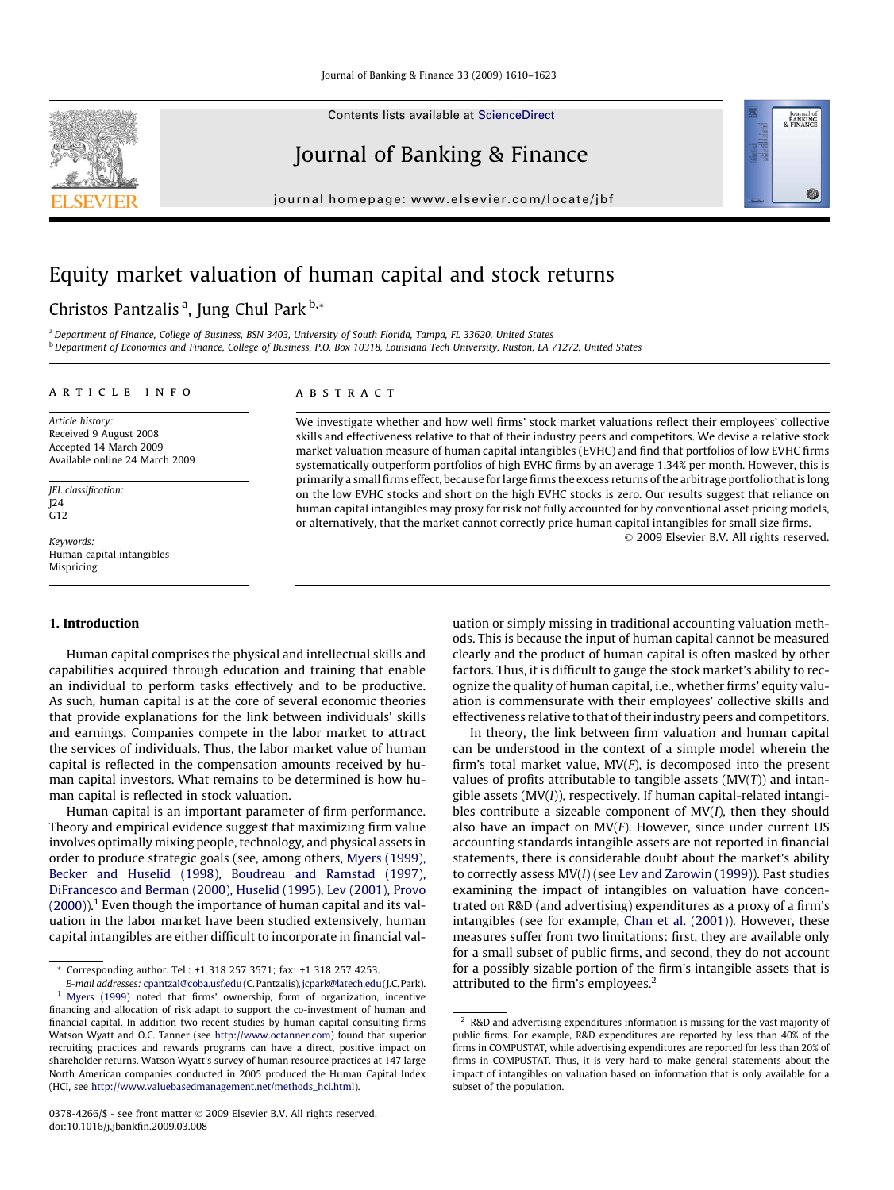# Equity market valuation of human capital and stock returns

Christos Pantzalis [a], Jung Chul Park [b,*]

[a] Department of Finance, College of Business, BSN 3403, University of South Florida, Tampa, FL 33620, United States
[b] Department of Economics and Finance, College of Business, P.O. Box 10318, Louisiana Tech University, Ruston, LA 71272, United States

## ARTICLE INFO

*Article history:*
Received 9 August 2008
Accepted 14 March 2009
Available online 24 March 2009

*JEL classification:*
J24
G12

*Keywords:*
Human capital intangibles
Mispricing

## ABSTRACT

We investigate whether and how well firms' stock market valuations reflect their employees' collective skills and effectiveness relative to that of their industry peers and competitors. We devise a relative stock market valuation measure of human capital intangibles (EVHC) and find that portfolios of low EVHC firms systematically outperform portfolios of high EVHC firms by an average 1.34% per month. However, this is primarily a small firms effect, because for large firms the excess returns of the arbitrage portfolio that is long on the low EVHC stocks and short on the high EVHC stocks is zero. Our results suggest that reliance on human capital intangibles may proxy for risk not fully accounted for by conventional asset pricing models, or alternatively, that the market cannot correctly price human capital intangibles for small size firms.

© 2009 Elsevier B.V. All rights reserved.

## 1. Introduction

Human capital comprises the physical and intellectual skills and capabilities acquired through education and training that enable an individual to perform tasks effectively and to be productive. As such, human capital is at the core of several economic theories that provide explanations for the link between individuals' skills and earnings. Companies compete in the labor market to attract the services of individuals. Thus, the labor market value of human capital is reflected in the compensation amounts received by human capital investors. What remains to be determined is how human capital is reflected in stock valuation.

Human capital is an important parameter of firm performance. Theory and empirical evidence suggest that maximizing firm value involves optimally mixing people, technology, and physical assets in order to produce strategic goals (see, among others, Myers (1999), Becker and Huselid (1998), Boudreau and Ramstad (1997), DiFrancesco and Berman (2000), Huselid (1995), Lev (2001), Provo (2000)).[1] Even though the importance of human capital and its valuation in the labor market have been studied extensively, human capital intangibles are either difficult to incorporate in financial valuation or simply missing in traditional accounting valuation methods. This is because the input of human capital cannot be measured clearly and the product of human capital is often masked by other factors. Thus, it is difficult to gauge the stock market's ability to recognize the quality of human capital, i.e., whether firms' equity valuation is commensurate with their employees' collective skills and effectiveness relative to that of their industry peers and competitors.

In theory, the link between firm valuation and human capital can be understood in the context of a simple model wherein the firm's total market value, MV($F$), is decomposed into the present values of profits attributable to tangible assets (MV($T$)) and intangible assets (MV($I$)), respectively. If human capital-related intangibles contribute a sizeable component of MV($I$), then they should also have an impact on MV($F$). However, since under current US accounting standards intangible assets are not reported in financial statements, there is considerable doubt about the market's ability to correctly assess MV($I$) (see Lev and Zarowin (1999)). Past studies examining the impact of intangibles on valuation have concentrated on R&D (and advertising) expenditures as a proxy of a firm's intangibles (see for example, Chan et al. (2001)). However, these measures suffer from two limitations: first, they are available only for a small subset of public firms, and second, they do not account for a possibly sizable portion of the firm's intangible assets that is attributed to the firm's employees.[2]

---

\* Corresponding author. Tel.: +1 318 257 3571; fax: +1 318 257 4253.
E-mail addresses: cpantzal@coba.usf.edu (C. Pantzalis), jcpark@latech.edu (J.C. Park).

[1] Myers (1999) noted that firms' ownership, form of organization, incentive financing and allocation of risk adapt to support the co-investment of human and financial capital. In addition two recent studies by human capital consulting firms Watson Wyatt and O.C. Tanner (see http://www.octanner.com) found that superior recruiting practices and rewards programs can have a direct, positive impact on shareholder returns. Watson Wyatt's survey of human resource practices at 147 large North American companies conducted in 2005 produced the Human Capital Index (HCI, see http://www.valuebasedmanagement.net/methods_hci.html).

[2] R&D and advertising expenditures information is missing for the vast majority of public firms. For example, R&D expenditures are reported by less than 40% of the firms in COMPUSTAT, while advertising expenditures are reported for less than 20% of firms in COMPUSTAT. Thus, it is very hard to make general statements about the impact of intangibles on valuation based on information that is only available for a subset of the population.

0378-4266/$ - see front matter © 2009 Elsevier B.V. All rights reserved.
doi:10.1016/j.jbankfin.2009.03.008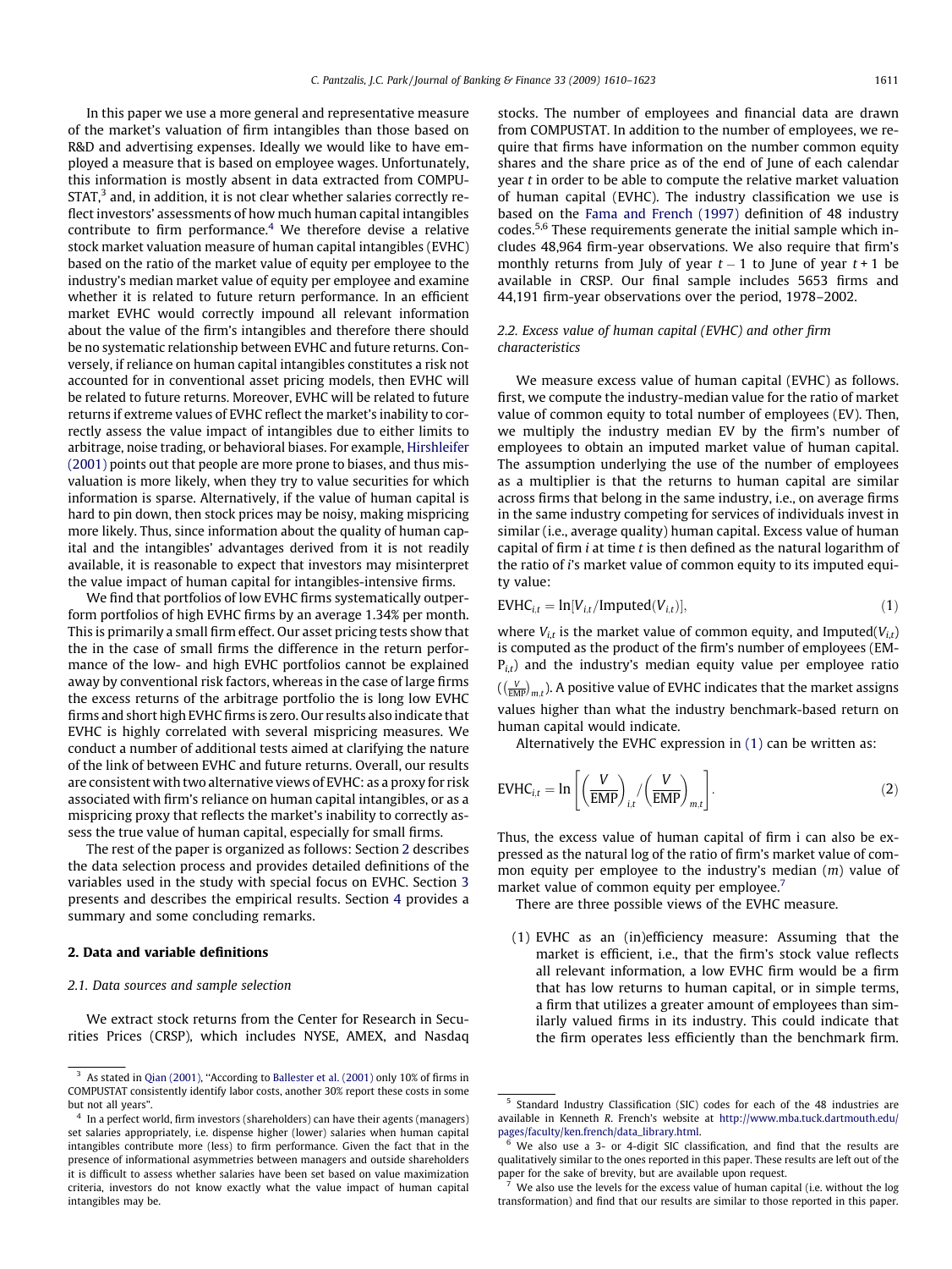In this paper we use a more general and representative measure of the market's valuation of firm intangibles than those based on R&D and advertising expenses. Ideally we would like to have employed a measure that is based on employee wages. Unfortunately, this information is mostly absent in data extracted from COMPUSTAT,[3] and, in addition, it is not clear whether salaries correctly reflect investors' assessments of how much human capital intangibles contribute to firm performance.[4] We therefore devise a relative stock market valuation measure of human capital intangibles (EVHC) based on the ratio of the market value of equity per employee to the industry's median market value of equity per employee and examine whether it is related to future return performance. In an efficient market EVHC would correctly impound all relevant information about the value of the firm's intangibles and therefore there should be no systematic relationship between EVHC and future returns. Conversely, if reliance on human capital intangibles constitutes a risk not accounted for in conventional asset pricing models, then EVHC will be related to future returns. Moreover, EVHC will be related to future returns if extreme values of EVHC reflect the market's inability to correctly assess the value impact of intangibles due to either limits to arbitrage, noise trading, or behavioral biases. For example, Hirshleifer (2001) points out that people are more prone to biases, and thus misvaluation is more likely, when they try to value securities for which information is sparse. Alternatively, if the value of human capital is hard to pin down, then stock prices may be noisy, making mispricing more likely. Thus, since information about the quality of human capital and the intangibles' advantages derived from it is not readily available, it is reasonable to expect that investors may misinterpret the value impact of human capital for intangibles-intensive firms.

We find that portfolios of low EVHC firms systematically outperform portfolios of high EVHC firms by an average 1.34% per month. This is primarily a small firm effect. Our asset pricing tests show that the in the case of small firms the difference in the return performance of the low- and high EVHC portfolios cannot be explained away by conventional risk factors, whereas in the case of large firms the excess returns of the arbitrage portfolio the is long low EVHC firms and short high EVHC firms is zero. Our results also indicate that EVHC is highly correlated with several mispricing measures. We conduct a number of additional tests aimed at clarifying the nature of the link of between EVHC and future returns. Overall, our results are consistent with two alternative views of EVHC: as a proxy for risk associated with firm's reliance on human capital intangibles, or as a mispricing proxy that reflects the market's inability to correctly assess the true value of human capital, especially for small firms.

The rest of the paper is organized as follows: Section 2 describes the data selection process and provides detailed definitions of the variables used in the study with special focus on EVHC. Section 3 presents and describes the empirical results. Section 4 provides a summary and some concluding remarks.

## 2. Data and variable definitions

### 2.1. Data sources and sample selection

We extract stock returns from the Center for Research in Securities Prices (CRSP), which includes NYSE, AMEX, and Nasdaq stocks. The number of employees and financial data are drawn from COMPUSTAT. In addition to the number of employees, we require that firms have information on the number common equity shares and the share price as of the end of June of each calendar year $t$ in order to be able to compute the relative market valuation of human capital (EVHC). The industry classification we use is based on the Fama and French (1997) definition of 48 industry codes.[5,6] These requirements generate the initial sample which includes 48,964 firm-year observations. We also require that firm's monthly returns from July of year $t-1$ to June of year $t+1$ be available in CRSP. Our final sample includes 5653 firms and 44,191 firm-year observations over the period, 1978–2002.

### 2.2. Excess value of human capital (EVHC) and other firm characteristics

We measure excess value of human capital (EVHC) as follows. first, we compute the industry-median value for the ratio of market value of common equity to total number of employees (EV). Then, we multiply the industry median EV by the firm's number of employees to obtain an imputed market value of human capital. The assumption underlying the use of the number of employees as a multiplier is that the returns to human capital are similar across firms that belong in the same industry, i.e., on average firms in the same industry competing for services of individuals invest in similar (i.e., average quality) human capital. Excess value of human capital of firm $i$ at time $t$ is then defined as the natural logarithm of the ratio of $i$'s market value of common equity to its imputed equity value:

$$\text{EVHC}_{i,t} = \ln[V_{i,t}/\text{Imputed}(V_{i,t})], \tag{1}$$

where $V_{i,t}$ is the market value of common equity, and $\text{Imputed}(V_{i,t})$ is computed as the product of the firm's number of employees ($\text{EMP}_{i,t}$) and the industry's median equity value per employee ratio $\left(\left(\frac{V}{\text{EMP}}\right)_{m,t}\right)$. A positive value of EVHC indicates that the market assigns values higher than what the industry benchmark-based return on human capital would indicate.

Alternatively the EVHC expression in (1) can be written as:

$$\text{EVHC}_{i,t} = \ln\left[\left(\frac{V}{\text{EMP}}\right)_{i,t} \Big/ \left(\frac{V}{\text{EMP}}\right)_{m,t}\right]. \tag{2}$$

Thus, the excess value of human capital of firm i can also be expressed as the natural log of the ratio of firm's market value of common equity per employee to the industry's median ($m$) value of market value of common equity per employee.[7]

There are three possible views of the EVHC measure.

(1) EVHC as an (in)efficiency measure: Assuming that the market is efficient, i.e., that the firm's stock value reflects all relevant information, a low EVHC firm would be a firm that has low returns to human capital, or in simple terms, a firm that utilizes a greater amount of employees than similarly valued firms in its industry. This could indicate that the firm operates less efficiently than the benchmark firm.

---

[3] As stated in Qian (2001), "According to Ballester et al. (2001) only 10% of firms in COMPUSTAT consistently identify labor costs, another 30% report these costs in some but not all years".

[4] In a perfect world, firm investors (shareholders) can have their agents (managers) set salaries appropriately, i.e. dispense higher (lower) salaries when human capital intangibles contribute more (less) to firm performance. Given the fact that in the presence of informational asymmetries between managers and outside shareholders it is difficult to assess whether salaries have been set based on value maximization criteria, investors do not know exactly what the value impact of human capital intangibles may be.

[5] Standard Industry Classification (SIC) codes for each of the 48 industries are available in Kenneth R. French's website at http://www.mba.tuck.dartmouth.edu/pages/faculty/ken.french/data_library.html.

[6] We also use a 3- or 4-digit SIC classification, and find that the results are qualitatively similar to the ones reported in this paper. These results are left out of the paper for the sake of brevity, but are available upon request.

[7] We also use the levels for the excess value of human capital (i.e. without the log transformation) and find that our results are similar to those reported in this paper.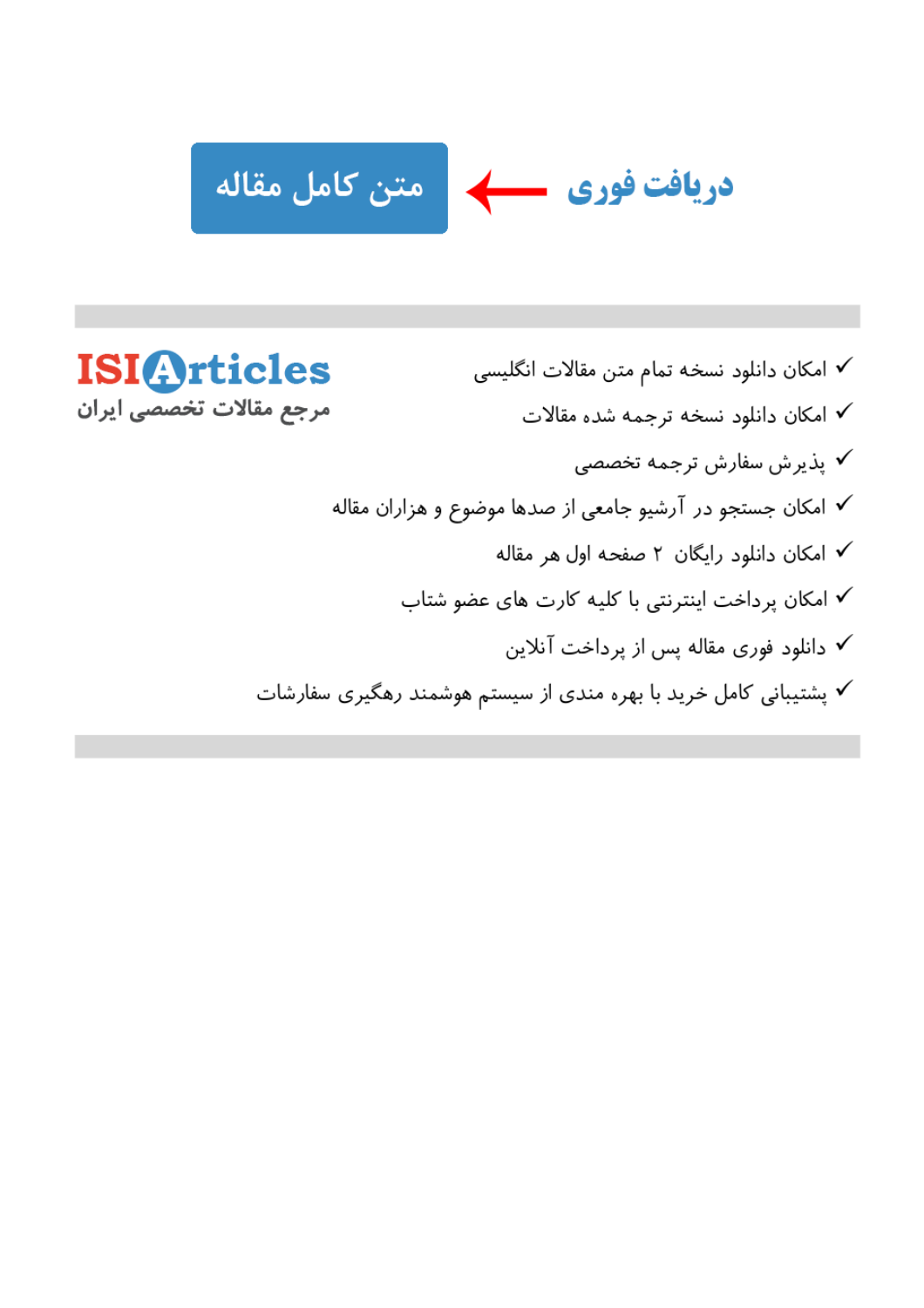دریافت فوری ← **متن کامل مقاله**

**ISIArticles**
مرجع مقالات تخصصی ایران

- ✓ امکان دانلود نسخه تمام متن مقالات انگلیسی
- ✓ امکان دانلود نسخه ترجمه شده مقالات
- ✓ پذیرش سفارش ترجمه تخصصی
- ✓ امکان جستجو در آرشیو جامعی از صدها موضوع و هزاران مقاله
- ✓ امکان دانلود رایگان ۲ صفحه اول هر مقاله
- ✓ امکان پرداخت اینترنتی با کلیه کارت های عضو شتاب
- ✓ دانلود فوری مقاله پس از پرداخت آنلاین
- ✓ پشتیبانی کامل خرید با بهره مندی از سیستم هوشمند رهگیری سفارشات